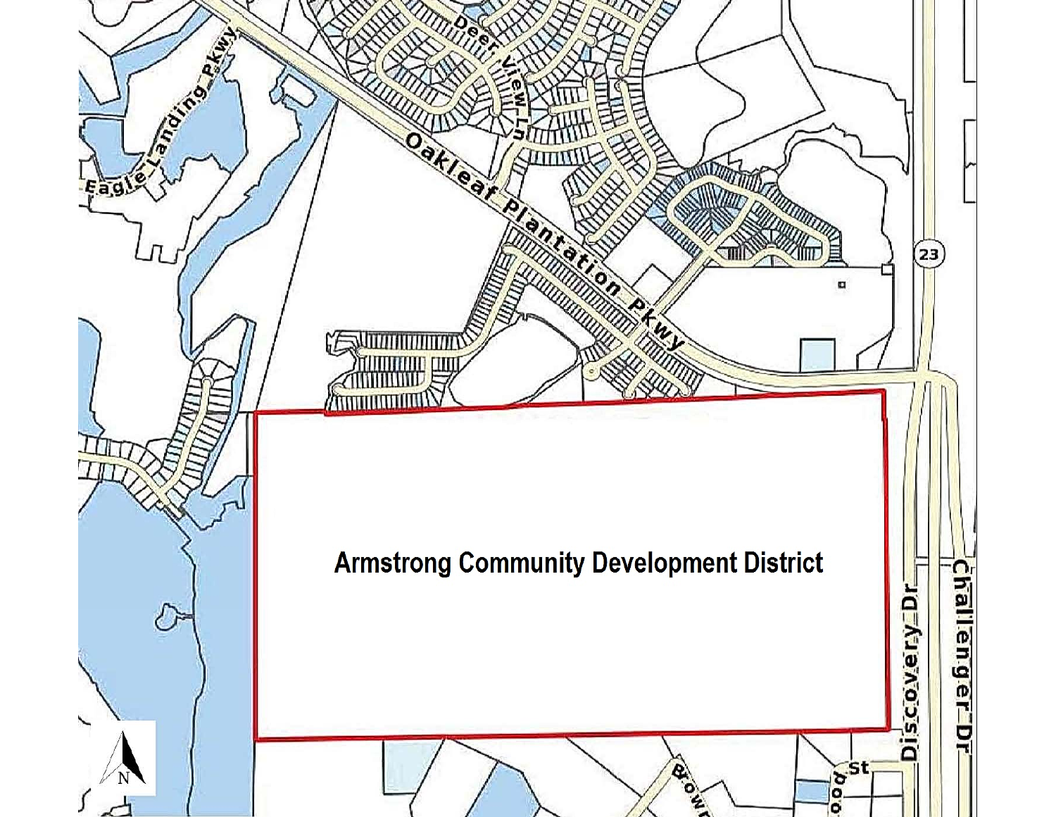Armstrong Community Development District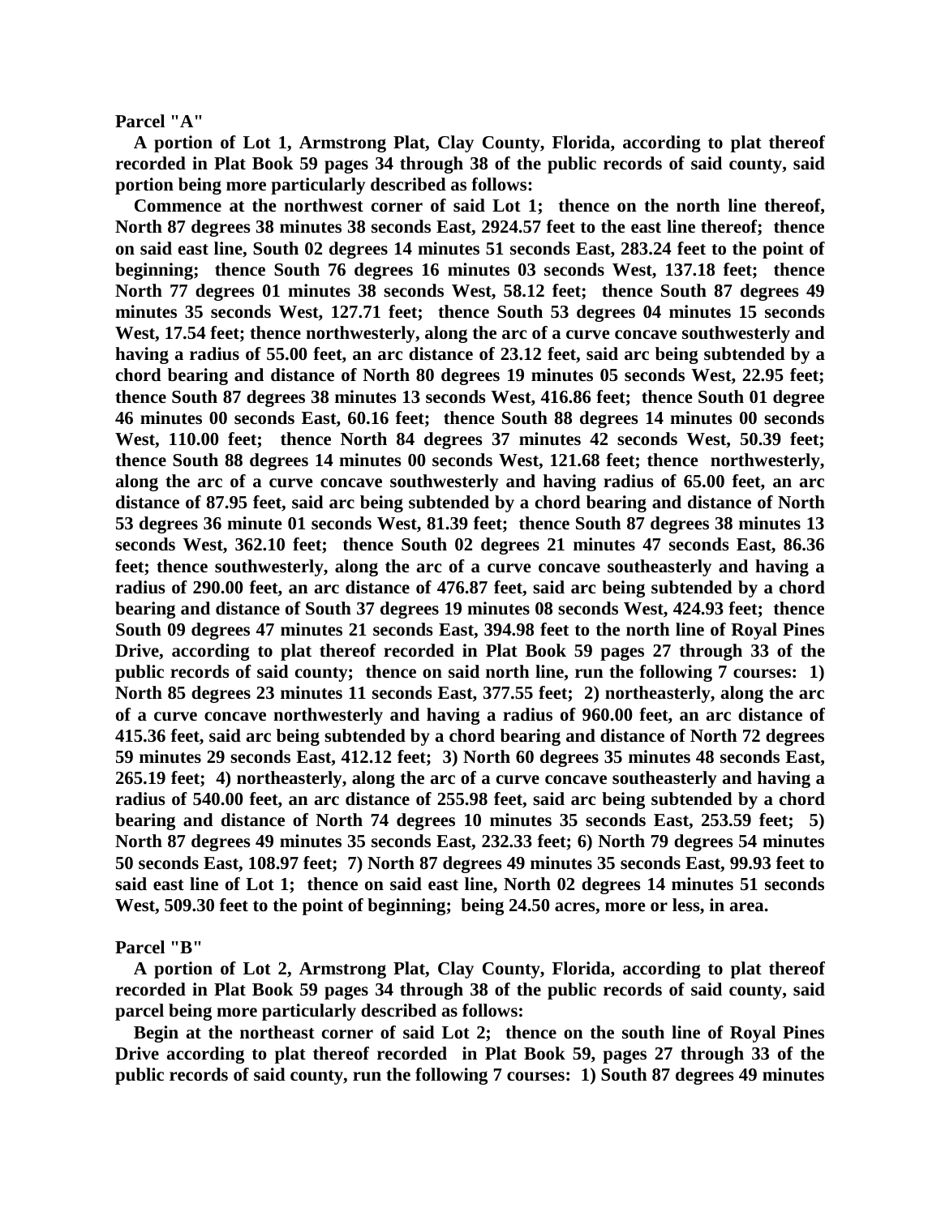**Parcel "A"**

**A portion of Lot 1, Armstrong Plat, Clay County, Florida, according to plat thereof recorded in Plat Book 59 pages 34 through 38 of the public records of said county, said portion being more particularly described as follows:**

**Commence at the northwest corner of said Lot 1; thence on the north line thereof, North 87 degrees 38 minutes 38 seconds East, 2924.57 feet to the east line thereof; thence on said east line, South 02 degrees 14 minutes 51 seconds East, 283.24 feet to the point of beginning; thence South 76 degrees 16 minutes 03 seconds West, 137.18 feet; thence North 77 degrees 01 minutes 38 seconds West, 58.12 feet; thence South 87 degrees 49 minutes 35 seconds West, 127.71 feet; thence South 53 degrees 04 minutes 15 seconds West, 17.54 feet; thence northwesterly, along the arc of a curve concave southwesterly and having a radius of 55.00 feet, an arc distance of 23.12 feet, said arc being subtended by a chord bearing and distance of North 80 degrees 19 minutes 05 seconds West, 22.95 feet; thence South 87 degrees 38 minutes 13 seconds West, 416.86 feet; thence South 01 degree 46 minutes 00 seconds East, 60.16 feet; thence South 88 degrees 14 minutes 00 seconds West, 110.00 feet; thence North 84 degrees 37 minutes 42 seconds West, 50.39 feet; thence South 88 degrees 14 minutes 00 seconds West, 121.68 feet; thence northwesterly, along the arc of a curve concave southwesterly and having radius of 65.00 feet, an arc distance of 87.95 feet, said arc being subtended by a chord bearing and distance of North 53 degrees 36 minute 01 seconds West, 81.39 feet; thence South 87 degrees 38 minutes 13 seconds West, 362.10 feet; thence South 02 degrees 21 minutes 47 seconds East, 86.36 feet; thence southwesterly, along the arc of a curve concave southeasterly and having a radius of 290.00 feet, an arc distance of 476.87 feet, said arc being subtended by a chord bearing and distance of South 37 degrees 19 minutes 08 seconds West, 424.93 feet; thence South 09 degrees 47 minutes 21 seconds East, 394.98 feet to the north line of Royal Pines Drive, according to plat thereof recorded in Plat Book 59 pages 27 through 33 of the public records of said county; thence on said north line, run the following 7 courses: 1) North 85 degrees 23 minutes 11 seconds East, 377.55 feet; 2) northeasterly, along the arc of a curve concave northwesterly and having a radius of 960.00 feet, an arc distance of 415.36 feet, said arc being subtended by a chord bearing and distance of North 72 degrees 59 minutes 29 seconds East, 412.12 feet; 3) North 60 degrees 35 minutes 48 seconds East, 265.19 feet; 4) northeasterly, along the arc of a curve concave southeasterly and having a radius of 540.00 feet, an arc distance of 255.98 feet, said arc being subtended by a chord bearing and distance of North 74 degrees 10 minutes 35 seconds East, 253.59 feet; 5) North 87 degrees 49 minutes 35 seconds East, 232.33 feet; 6) North 79 degrees 54 minutes 50 seconds East, 108.97 feet; 7) North 87 degrees 49 minutes 35 seconds East, 99.93 feet to said east line of Lot 1; thence on said east line, North 02 degrees 14 minutes 51 seconds West, 509.30 feet to the point of beginning; being 24.50 acres, more or less, in area.**

**Parcel "B"**

**A portion of Lot 2, Armstrong Plat, Clay County, Florida, according to plat thereof recorded in Plat Book 59 pages 34 through 38 of the public records of said county, said parcel being more particularly described as follows:**

**Begin at the northeast corner of said Lot 2; thence on the south line of Royal Pines Drive according to plat thereof recorded in Plat Book 59, pages 27 through 33 of the public records of said county, run the following 7 courses: 1) South 87 degrees 49 minutes**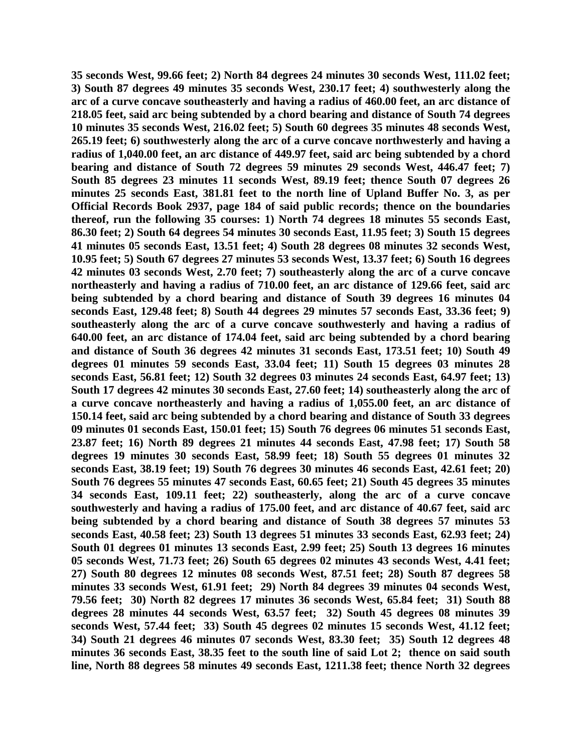**35 seconds West, 99.66 feet; 2) North 84 degrees 24 minutes 30 seconds West, 111.02 feet; 3) South 87 degrees 49 minutes 35 seconds West, 230.17 feet; 4) southwesterly along the arc of a curve concave southeasterly and having a radius of 460.00 feet, an arc distance of 218.05 feet, said arc being subtended by a chord bearing and distance of South 74 degrees 10 minutes 35 seconds West, 216.02 feet; 5) South 60 degrees 35 minutes 48 seconds West, 265.19 feet; 6) southwesterly along the arc of a curve concave northwesterly and having a radius of 1,040.00 feet, an arc distance of 449.97 feet, said arc being subtended by a chord bearing and distance of South 72 degrees 59 minutes 29 seconds West, 446.47 feet; 7) South 85 degrees 23 minutes 11 seconds West, 89.19 feet; thence South 07 degrees 26 minutes 25 seconds East, 381.81 feet to the north line of Upland Buffer No. 3, as per Official Records Book 2937, page 184 of said public records; thence on the boundaries thereof, run the following 35 courses: 1) North 74 degrees 18 minutes 55 seconds East, 86.30 feet; 2) South 64 degrees 54 minutes 30 seconds East, 11.95 feet; 3) South 15 degrees 41 minutes 05 seconds East, 13.51 feet; 4) South 28 degrees 08 minutes 32 seconds West, 10.95 feet; 5) South 67 degrees 27 minutes 53 seconds West, 13.37 feet; 6) South 16 degrees 42 minutes 03 seconds West, 2.70 feet; 7) southeasterly along the arc of a curve concave northeasterly and having a radius of 710.00 feet, an arc distance of 129.66 feet, said arc being subtended by a chord bearing and distance of South 39 degrees 16 minutes 04 seconds East, 129.48 feet; 8) South 44 degrees 29 minutes 57 seconds East, 33.36 feet; 9) southeasterly along the arc of a curve concave southwesterly and having a radius of 640.00 feet, an arc distance of 174.04 feet, said arc being subtended by a chord bearing and distance of South 36 degrees 42 minutes 31 seconds East, 173.51 feet; 10) South 49 degrees 01 minutes 59 seconds East, 33.04 feet; 11) South 15 degrees 03 minutes 28 seconds East, 56.81 feet; 12) South 32 degrees 03 minutes 24 seconds East, 64.97 feet; 13) South 17 degrees 42 minutes 30 seconds East, 27.60 feet; 14) southeasterly along the arc of a curve concave northeasterly and having a radius of 1,055.00 feet, an arc distance of 150.14 feet, said arc being subtended by a chord bearing and distance of South 33 degrees 09 minutes 01 seconds East, 150.01 feet; 15) South 76 degrees 06 minutes 51 seconds East, 23.87 feet; 16) North 89 degrees 21 minutes 44 seconds East, 47.98 feet; 17) South 58 degrees 19 minutes 30 seconds East, 58.99 feet; 18) South 55 degrees 01 minutes 32 seconds East, 38.19 feet; 19) South 76 degrees 30 minutes 46 seconds East, 42.61 feet; 20) South 76 degrees 55 minutes 47 seconds East, 60.65 feet; 21) South 45 degrees 35 minutes 34 seconds East, 109.11 feet; 22) southeasterly, along the arc of a curve concave southwesterly and having a radius of 175.00 feet, and arc distance of 40.67 feet, said arc being subtended by a chord bearing and distance of South 38 degrees 57 minutes 53 seconds East, 40.58 feet; 23) South 13 degrees 51 minutes 33 seconds East, 62.93 feet; 24) South 01 degrees 01 minutes 13 seconds East, 2.99 feet; 25) South 13 degrees 16 minutes 05 seconds West, 71.73 feet; 26) South 65 degrees 02 minutes 43 seconds West, 4.41 feet; 27) South 80 degrees 12 minutes 08 seconds West, 87.51 feet; 28) South 87 degrees 58 minutes 33 seconds West, 61.91 feet; 29) North 84 degrees 39 minutes 04 seconds West, 79.56 feet; 30) North 82 degrees 17 minutes 36 seconds West, 65.84 feet; 31) South 88 degrees 28 minutes 44 seconds West, 63.57 feet; 32) South 45 degrees 08 minutes 39 seconds West, 57.44 feet; 33) South 45 degrees 02 minutes 15 seconds West, 41.12 feet; 34) South 21 degrees 46 minutes 07 seconds West, 83.30 feet; 35) South 12 degrees 48 minutes 36 seconds East, 38.35 feet to the south line of said Lot 2; thence on said south line, North 88 degrees 58 minutes 49 seconds East, 1211.38 feet; thence North 32 degrees**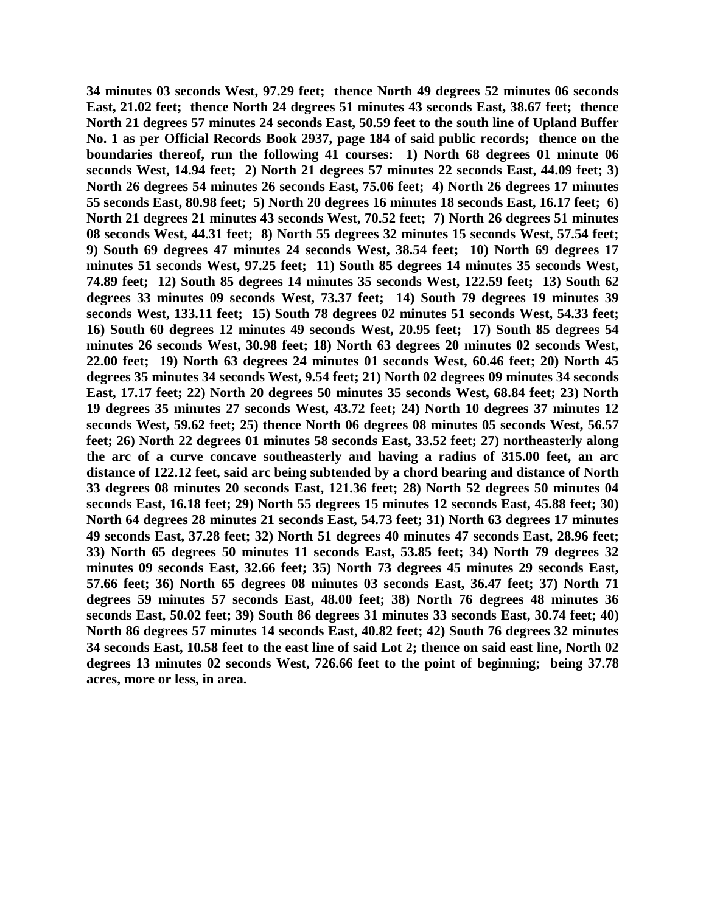**34 minutes 03 seconds West, 97.29 feet; thence North 49 degrees 52 minutes 06 seconds East, 21.02 feet; thence North 24 degrees 51 minutes 43 seconds East, 38.67 feet; thence North 21 degrees 57 minutes 24 seconds East, 50.59 feet to the south line of Upland Buffer No. 1 as per Official Records Book 2937, page 184 of said public records; thence on the boundaries thereof, run the following 41 courses: 1) North 68 degrees 01 minute 06 seconds West, 14.94 feet; 2) North 21 degrees 57 minutes 22 seconds East, 44.09 feet; 3) North 26 degrees 54 minutes 26 seconds East, 75.06 feet; 4) North 26 degrees 17 minutes 55 seconds East, 80.98 feet; 5) North 20 degrees 16 minutes 18 seconds East, 16.17 feet; 6) North 21 degrees 21 minutes 43 seconds West, 70.52 feet; 7) North 26 degrees 51 minutes 08 seconds West, 44.31 feet; 8) North 55 degrees 32 minutes 15 seconds West, 57.54 feet; 9) South 69 degrees 47 minutes 24 seconds West, 38.54 feet; 10) North 69 degrees 17 minutes 51 seconds West, 97.25 feet; 11) South 85 degrees 14 minutes 35 seconds West, 74.89 feet; 12) South 85 degrees 14 minutes 35 seconds West, 122.59 feet; 13) South 62 degrees 33 minutes 09 seconds West, 73.37 feet; 14) South 79 degrees 19 minutes 39 seconds West, 133.11 feet; 15) South 78 degrees 02 minutes 51 seconds West, 54.33 feet; 16) South 60 degrees 12 minutes 49 seconds West, 20.95 feet; 17) South 85 degrees 54 minutes 26 seconds West, 30.98 feet; 18) North 63 degrees 20 minutes 02 seconds West, 22.00 feet; 19) North 63 degrees 24 minutes 01 seconds West, 60.46 feet; 20) North 45 degrees 35 minutes 34 seconds West, 9.54 feet; 21) North 02 degrees 09 minutes 34 seconds East, 17.17 feet; 22) North 20 degrees 50 minutes 35 seconds West, 68.84 feet; 23) North 19 degrees 35 minutes 27 seconds West, 43.72 feet; 24) North 10 degrees 37 minutes 12 seconds West, 59.62 feet; 25) thence North 06 degrees 08 minutes 05 seconds West, 56.57 feet; 26) North 22 degrees 01 minutes 58 seconds East, 33.52 feet; 27) northeasterly along the arc of a curve concave southeasterly and having a radius of 315.00 feet, an arc distance of 122.12 feet, said arc being subtended by a chord bearing and distance of North 33 degrees 08 minutes 20 seconds East, 121.36 feet; 28) North 52 degrees 50 minutes 04 seconds East, 16.18 feet; 29) North 55 degrees 15 minutes 12 seconds East, 45.88 feet; 30) North 64 degrees 28 minutes 21 seconds East, 54.73 feet; 31) North 63 degrees 17 minutes 49 seconds East, 37.28 feet; 32) North 51 degrees 40 minutes 47 seconds East, 28.96 feet; 33) North 65 degrees 50 minutes 11 seconds East, 53.85 feet; 34) North 79 degrees 32 minutes 09 seconds East, 32.66 feet; 35) North 73 degrees 45 minutes 29 seconds East, 57.66 feet; 36) North 65 degrees 08 minutes 03 seconds East, 36.47 feet; 37) North 71 degrees 59 minutes 57 seconds East, 48.00 feet; 38) North 76 degrees 48 minutes 36 seconds East, 50.02 feet; 39) South 86 degrees 31 minutes 33 seconds East, 30.74 feet; 40) North 86 degrees 57 minutes 14 seconds East, 40.82 feet; 42) South 76 degrees 32 minutes 34 seconds East, 10.58 feet to the east line of said Lot 2; thence on said east line, North 02 degrees 13 minutes 02 seconds West, 726.66 feet to the point of beginning; being 37.78 acres, more or less, in area.**